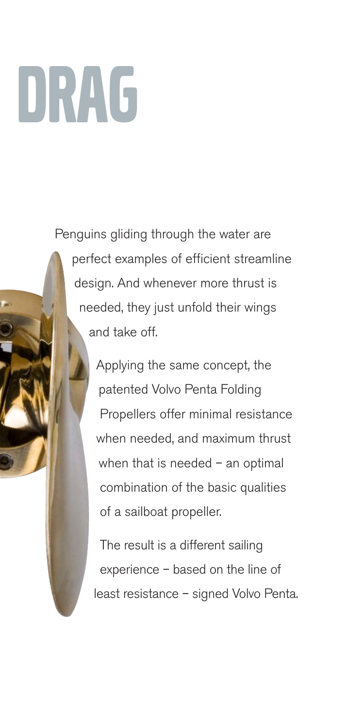# DRAG

Penguins gliding through the water are perfect examples of efficient streamline design. And whenever more thrust is needed, they just unfold their wings and take off.

Applying the same concept, the patented Volvo Penta Folding Propellers offer minimal resistance when needed, and maximum thrust when that is needed – an optimal combination of the basic qualities of a sailboat propeller.

The result is a different sailing experience – based on the line of least resistance – signed Volvo Penta.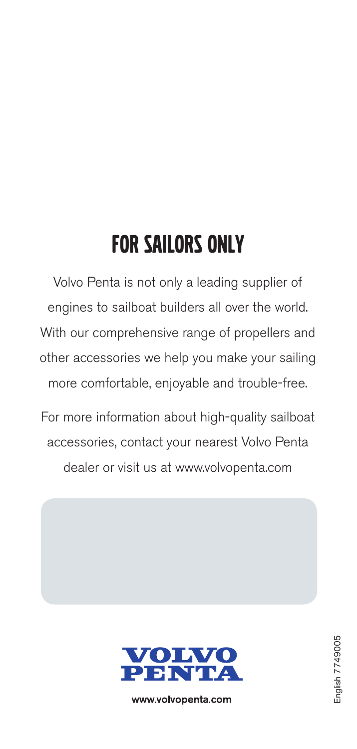# FOR SAILORS ONLY

Volvo Penta is not only a leading supplier of engines to sailboat builders all over the world. With our comprehensive range of propellers and other accessories we help you make your sailing more comfortable, enjoyable and trouble-free.

For more information about high-quality sailboat accessories, contact your nearest Volvo Penta dealer or visit us at www.volvopenta.com

VOLVO PENTA

www.volvopenta.com

English 7749005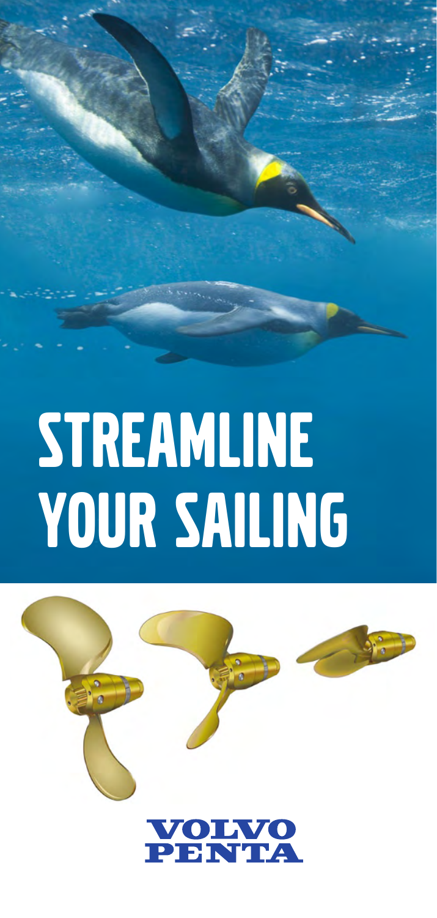# STREAMLINE YOUR SAILING

VOLVO PENTA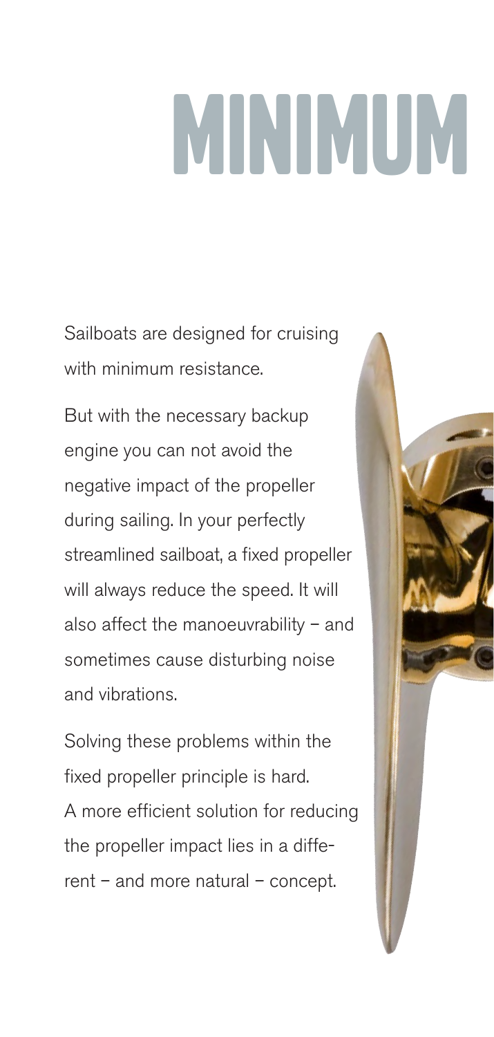# MINIMUM

Sailboats are designed for cruising with minimum resistance.

But with the necessary backup engine you can not avoid the negative impact of the propeller during sailing. In your perfectly streamlined sailboat, a fixed propeller will always reduce the speed. It will also affect the manoeuvrability – and sometimes cause disturbing noise and vibrations.

Solving these problems within the fixed propeller principle is hard. A more efficient solution for reducing the propeller impact lies in a different – and more natural – concept.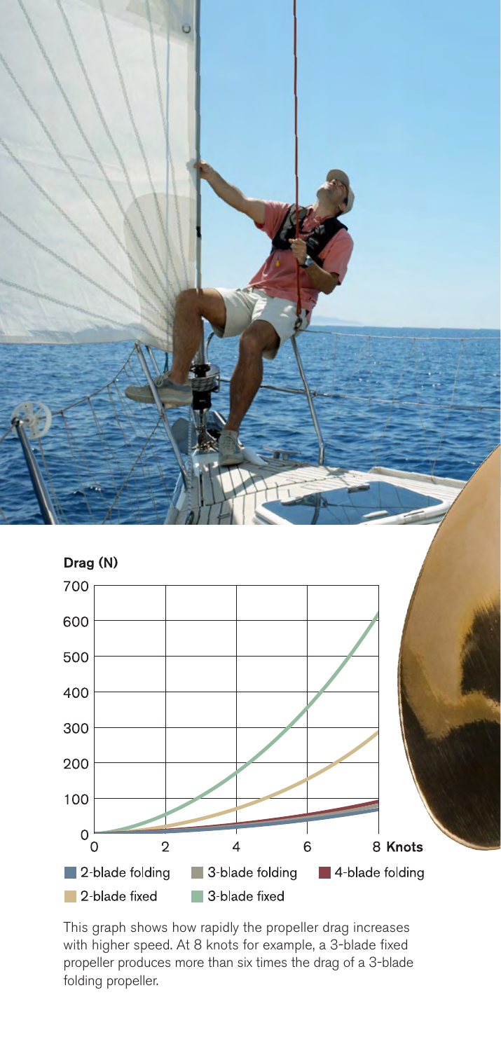Drag (N)

2-blade folding | 3-blade folding | 4-blade folding | 2-blade fixed | 3-blade fixed

Knots

This graph shows how rapidly the propeller drag increases with higher speed. At 8 knots for example, a 3-blade fixed propeller produces more than six times the drag of a 3-blade folding propeller.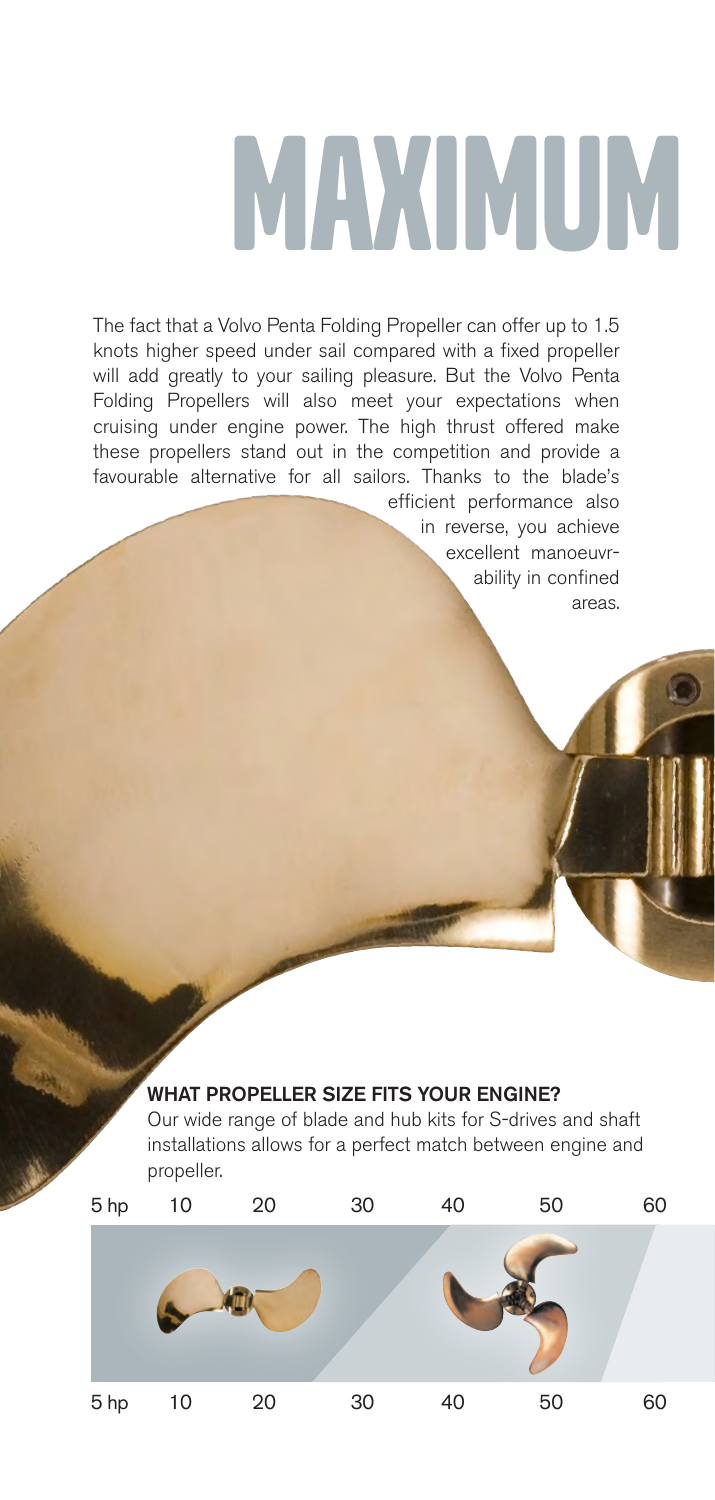# MAXIMUM

The fact that a Volvo Penta Folding Propeller can offer up to 1.5 knots higher speed under sail compared with a fixed propeller will add greatly to your sailing pleasure. But the Volvo Penta Folding Propellers will also meet your expectations when cruising under engine power. The high thrust offered make these propellers stand out in the competition and provide a favourable alternative for all sailors. Thanks to the blade's efficient performance also in reverse, you achieve excellent manoeuvrability in confined areas.

### WHAT PROPELLER SIZE FITS YOUR ENGINE?

Our wide range of blade and hub kits for S-drives and shaft installations allows for a perfect match between engine and propeller.

5 hp 10 20 30 40 50 60

5 hp 10 20 30 40 50 60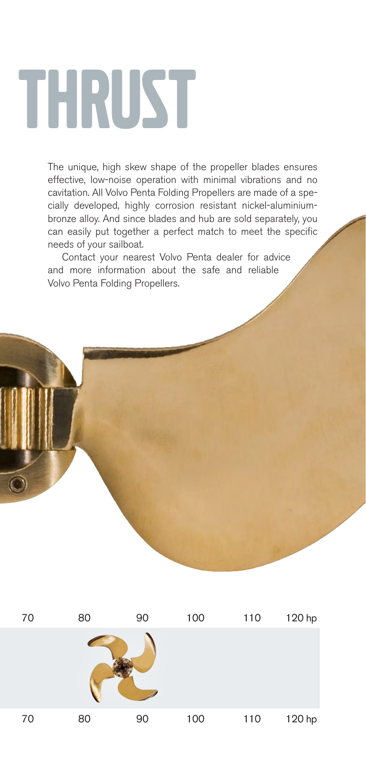# THRUST

The unique, high skew shape of the propeller blades ensures effective, low-noise operation with minimal vibrations and no cavitation. All Volvo Penta Folding Propellers are made of a specially developed, highly corrosion resistant nickel-aluminium-bronze alloy. And since blades and hub are sold separately, you can easily put together a perfect match to meet the specific needs of your sailboat.

Contact your nearest Volvo Penta dealer for advice and more information about the safe and reliable Volvo Penta Folding Propellers.

70 80 90 100 110 120 hp

70 80 90 100 110 120 hp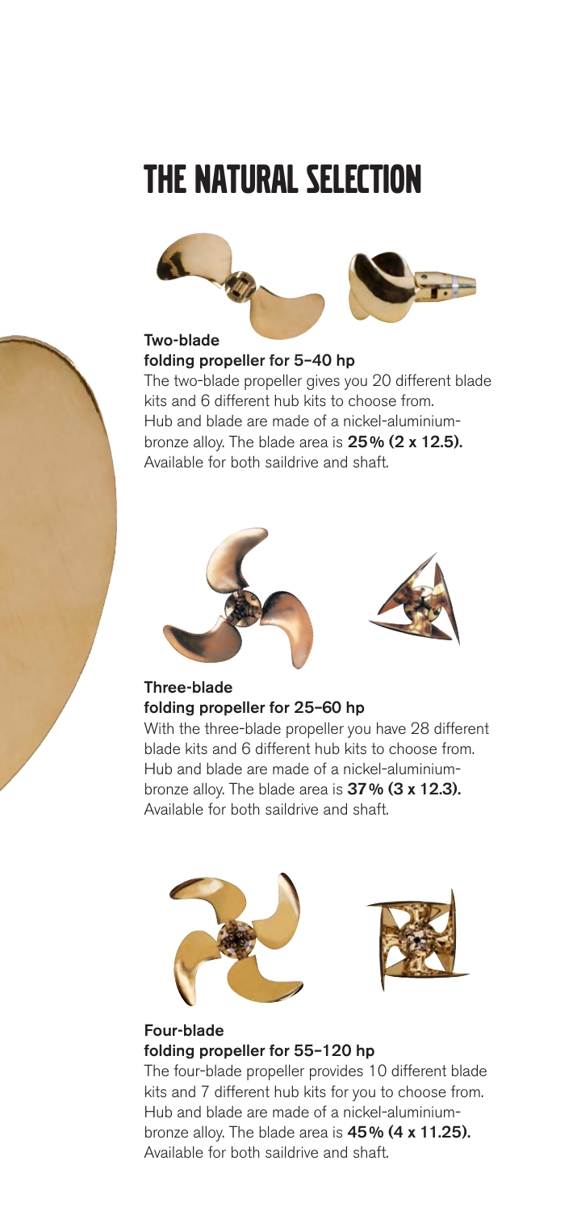# THE NATURAL SELECTION

**Two-blade**
**folding propeller for 5–40 hp**

The two-blade propeller gives you 20 different blade kits and 6 different hub kits to choose from. Hub and blade are made of a nickel-aluminium-bronze alloy. The blade area is **25% (2 x 12.5).** Available for both saildrive and shaft.

**Three-blade**
**folding propeller for 25–60 hp**

With the three-blade propeller you have 28 different blade kits and 6 different hub kits to choose from. Hub and blade are made of a nickel-aluminium-bronze alloy. The blade area is **37% (3 x 12.3).** Available for both saildrive and shaft.

**Four-blade**
**folding propeller for 55–120 hp**

The four-blade propeller provides 10 different blade kits and 7 different hub kits for you to choose from. Hub and blade are made of a nickel-aluminium-bronze alloy. The blade area is **45% (4 x 11.25).** Available for both saildrive and shaft.